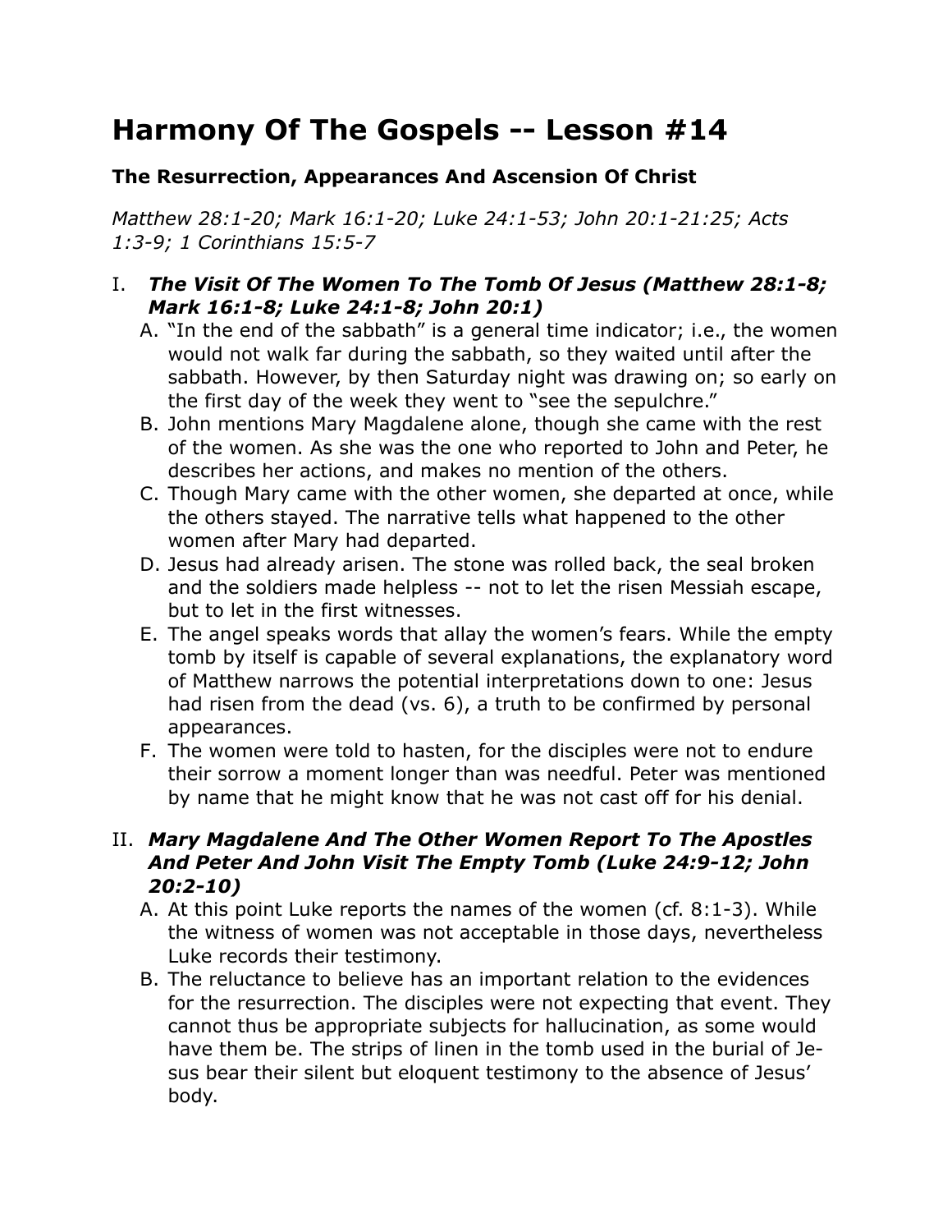# Harmony Of The Gospels -- Lesson #14

### The Resurrection, Appearances And Ascension Of Christ

*Matthew 28:1-20; Mark 16:1-20; Luke 24:1-53; John 20:1-21:25; Acts 1:3-9; 1 Corinthians 15:5-7*

I. ***The Visit Of The Women To The Tomb Of Jesus (Matthew 28:1-8; Mark 16:1-8; Luke 24:1-8; John 20:1)***
   A. "In the end of the sabbath" is a general time indicator; i.e., the women would not walk far during the sabbath, so they waited until after the sabbath. However, by then Saturday night was drawing on; so early on the first day of the week they went to "see the sepulchre."
   B. John mentions Mary Magdalene alone, though she came with the rest of the women. As she was the one who reported to John and Peter, he describes her actions, and makes no mention of the others.
   C. Though Mary came with the other women, she departed at once, while the others stayed. The narrative tells what happened to the other women after Mary had departed.
   D. Jesus had already arisen. The stone was rolled back, the seal broken and the soldiers made helpless -- not to let the risen Messiah escape, but to let in the first witnesses.
   E. The angel speaks words that allay the women's fears. While the empty tomb by itself is capable of several explanations, the explanatory word of Matthew narrows the potential interpretations down to one: Jesus had risen from the dead (vs. 6), a truth to be confirmed by personal appearances.
   F. The women were told to hasten, for the disciples were not to endure their sorrow a moment longer than was needful. Peter was mentioned by name that he might know that he was not cast off for his denial.

II. ***Mary Magdalene And The Other Women Report To The Apostles And Peter And John Visit The Empty Tomb (Luke 24:9-12; John 20:2-10)***
   A. At this point Luke reports the names of the women (cf. 8:1-3). While the witness of women was not acceptable in those days, nevertheless Luke records their testimony.
   B. The reluctance to believe has an important relation to the evidences for the resurrection. The disciples were not expecting that event. They cannot thus be appropriate subjects for hallucination, as some would have them be. The strips of linen in the tomb used in the burial of Jesus bear their silent but eloquent testimony to the absence of Jesus' body.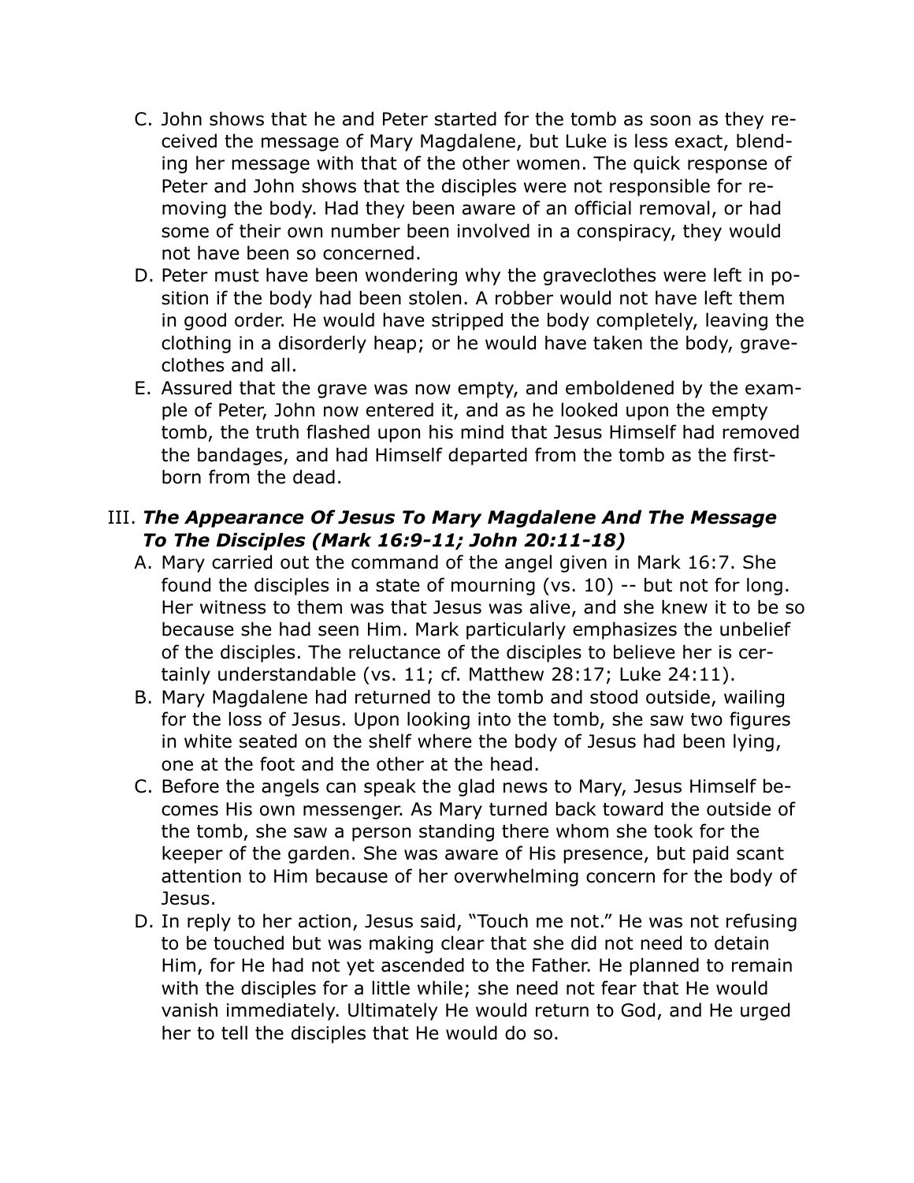C. John shows that he and Peter started for the tomb as soon as they received the message of Mary Magdalene, but Luke is less exact, blending her message with that of the other women. The quick response of Peter and John shows that the disciples were not responsible for removing the body. Had they been aware of an official removal, or had some of their own number been involved in a conspiracy, they would not have been so concerned.

D. Peter must have been wondering why the graveclothes were left in position if the body had been stolen. A robber would not have left them in good order. He would have stripped the body completely, leaving the clothing in a disorderly heap; or he would have taken the body, graveclothes and all.

E. Assured that the grave was now empty, and emboldened by the example of Peter, John now entered it, and as he looked upon the empty tomb, the truth flashed upon his mind that Jesus Himself had removed the bandages, and had Himself departed from the tomb as the firstborn from the dead.

### III. ***The Appearance Of Jesus To Mary Magdalene And The Message To The Disciples (Mark 16:9-11; John 20:11-18)***

A. Mary carried out the command of the angel given in Mark 16:7. She found the disciples in a state of mourning (vs. 10) -- but not for long. Her witness to them was that Jesus was alive, and she knew it to be so because she had seen Him. Mark particularly emphasizes the unbelief of the disciples. The reluctance of the disciples to believe her is certainly understandable (vs. 11; cf. Matthew 28:17; Luke 24:11).

B. Mary Magdalene had returned to the tomb and stood outside, wailing for the loss of Jesus. Upon looking into the tomb, she saw two figures in white seated on the shelf where the body of Jesus had been lying, one at the foot and the other at the head.

C. Before the angels can speak the glad news to Mary, Jesus Himself becomes His own messenger. As Mary turned back toward the outside of the tomb, she saw a person standing there whom she took for the keeper of the garden. She was aware of His presence, but paid scant attention to Him because of her overwhelming concern for the body of Jesus.

D. In reply to her action, Jesus said, "Touch me not." He was not refusing to be touched but was making clear that she did not need to detain Him, for He had not yet ascended to the Father. He planned to remain with the disciples for a little while; she need not fear that He would vanish immediately. Ultimately He would return to God, and He urged her to tell the disciples that He would do so.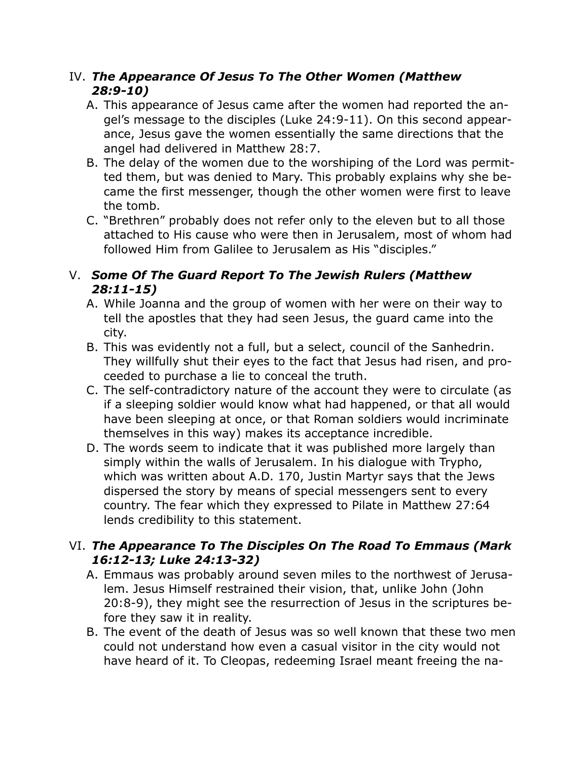IV. ***The Appearance Of Jesus To The Other Women (Matthew 28:9-10)***

A. This appearance of Jesus came after the women had reported the angel's message to the disciples (Luke 24:9-11). On this second appearance, Jesus gave the women essentially the same directions that the angel had delivered in Matthew 28:7.

B. The delay of the women due to the worshiping of the Lord was permitted them, but was denied to Mary. This probably explains why she became the first messenger, though the other women were first to leave the tomb.

C. "Brethren" probably does not refer only to the eleven but to all those attached to His cause who were then in Jerusalem, most of whom had followed Him from Galilee to Jerusalem as His "disciples."

V. ***Some Of The Guard Report To The Jewish Rulers (Matthew 28:11-15)***

A. While Joanna and the group of women with her were on their way to tell the apostles that they had seen Jesus, the guard came into the city.

B. This was evidently not a full, but a select, council of the Sanhedrin. They willfully shut their eyes to the fact that Jesus had risen, and proceeded to purchase a lie to conceal the truth.

C. The self-contradictory nature of the account they were to circulate (as if a sleeping soldier would know what had happened, or that all would have been sleeping at once, or that Roman soldiers would incriminate themselves in this way) makes its acceptance incredible.

D. The words seem to indicate that it was published more largely than simply within the walls of Jerusalem. In his dialogue with Trypho, which was written about A.D. 170, Justin Martyr says that the Jews dispersed the story by means of special messengers sent to every country. The fear which they expressed to Pilate in Matthew 27:64 lends credibility to this statement.

VI. ***The Appearance To The Disciples On The Road To Emmaus (Mark 16:12-13; Luke 24:13-32)***

A. Emmaus was probably around seven miles to the northwest of Jerusalem. Jesus Himself restrained their vision, that, unlike John (John 20:8-9), they might see the resurrection of Jesus in the scriptures before they saw it in reality.

B. The event of the death of Jesus was so well known that these two men could not understand how even a casual visitor in the city would not have heard of it. To Cleopas, redeeming Israel meant freeing the na-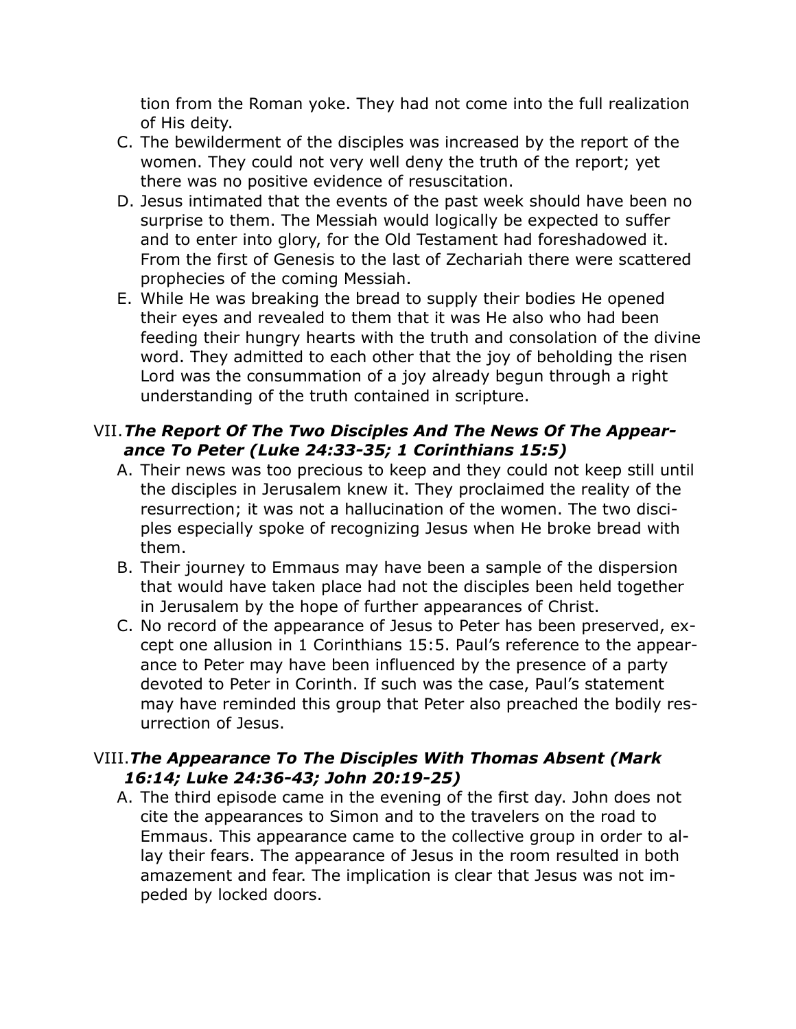tion from the Roman yoke. They had not come into the full realization of His deity.

C. The bewilderment of the disciples was increased by the report of the women. They could not very well deny the truth of the report; yet there was no positive evidence of resuscitation.

D. Jesus intimated that the events of the past week should have been no surprise to them. The Messiah would logically be expected to suffer and to enter into glory, for the Old Testament had foreshadowed it. From the first of Genesis to the last of Zechariah there were scattered prophecies of the coming Messiah.

E. While He was breaking the bread to supply their bodies He opened their eyes and revealed to them that it was He also who had been feeding their hungry hearts with the truth and consolation of the divine word. They admitted to each other that the joy of beholding the risen Lord was the consummation of a joy already begun through a right understanding of the truth contained in scripture.

## VII. *The Report Of The Two Disciples And The News Of The Appearance To Peter (Luke 24:33-35; 1 Corinthians 15:5)*

A. Their news was too precious to keep and they could not keep still until the disciples in Jerusalem knew it. They proclaimed the reality of the resurrection; it was not a hallucination of the women. The two disciples especially spoke of recognizing Jesus when He broke bread with them.

B. Their journey to Emmaus may have been a sample of the dispersion that would have taken place had not the disciples been held together in Jerusalem by the hope of further appearances of Christ.

C. No record of the appearance of Jesus to Peter has been preserved, except one allusion in 1 Corinthians 15:5. Paul's reference to the appearance to Peter may have been influenced by the presence of a party devoted to Peter in Corinth. If such was the case, Paul's statement may have reminded this group that Peter also preached the bodily resurrection of Jesus.

## VIII. *The Appearance To The Disciples With Thomas Absent (Mark 16:14; Luke 24:36-43; John 20:19-25)*

A. The third episode came in the evening of the first day. John does not cite the appearances to Simon and to the travelers on the road to Emmaus. This appearance came to the collective group in order to allay their fears. The appearance of Jesus in the room resulted in both amazement and fear. The implication is clear that Jesus was not impeded by locked doors.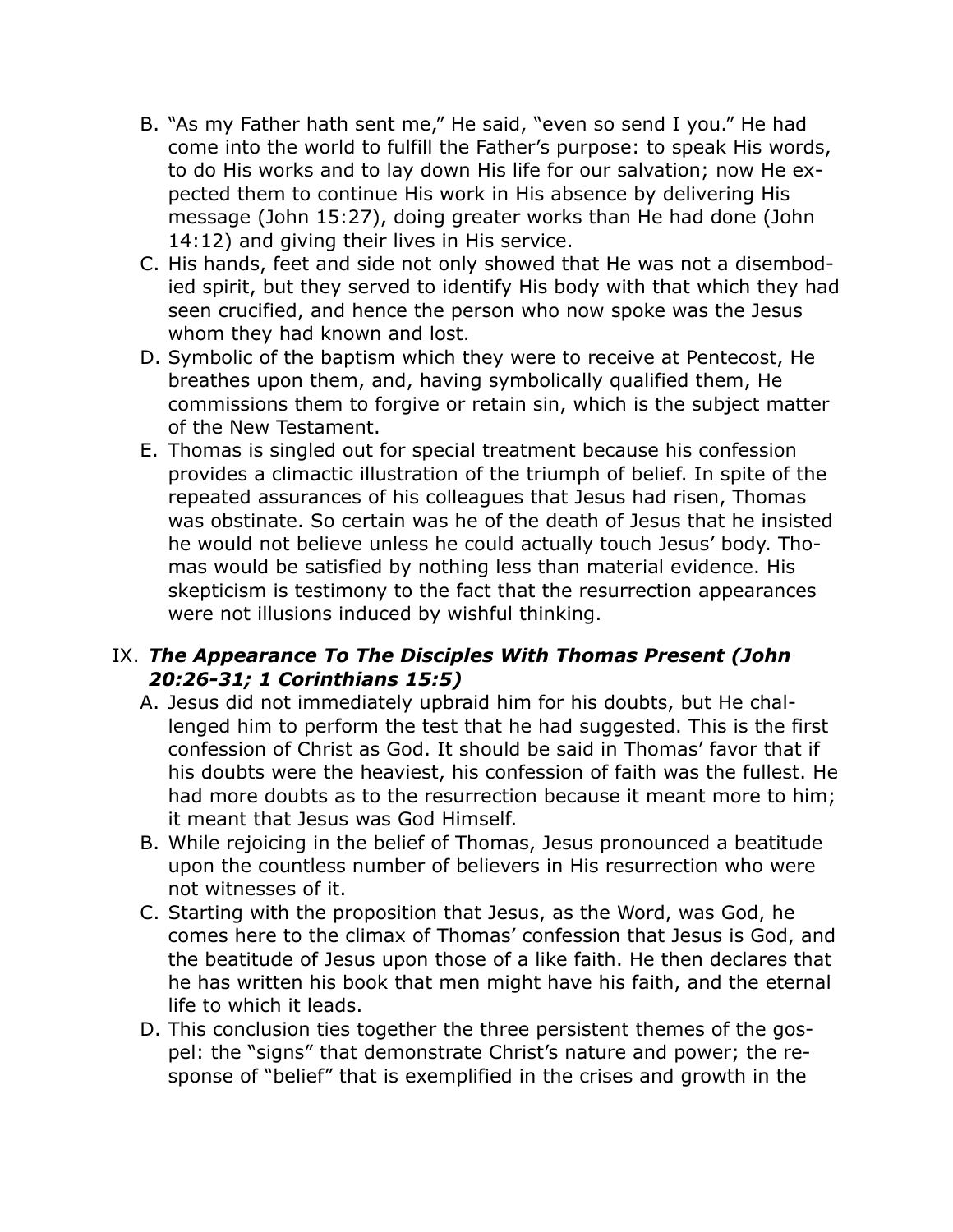B. "As my Father hath sent me," He said, "even so send I you." He had come into the world to fulfill the Father's purpose: to speak His words, to do His works and to lay down His life for our salvation; now He expected them to continue His work in His absence by delivering His message (John 15:27), doing greater works than He had done (John 14:12) and giving their lives in His service.

C. His hands, feet and side not only showed that He was not a disembodied spirit, but they served to identify His body with that which they had seen crucified, and hence the person who now spoke was the Jesus whom they had known and lost.

D. Symbolic of the baptism which they were to receive at Pentecost, He breathes upon them, and, having symbolically qualified them, He commissions them to forgive or retain sin, which is the subject matter of the New Testament.

E. Thomas is singled out for special treatment because his confession provides a climactic illustration of the triumph of belief. In spite of the repeated assurances of his colleagues that Jesus had risen, Thomas was obstinate. So certain was he of the death of Jesus that he insisted he would not believe unless he could actually touch Jesus' body. Thomas would be satisfied by nothing less than material evidence. His skepticism is testimony to the fact that the resurrection appearances were not illusions induced by wishful thinking.

## IX. ***The Appearance To The Disciples With Thomas Present (John 20:26-31; 1 Corinthians 15:5)***

A. Jesus did not immediately upbraid him for his doubts, but He challenged him to perform the test that he had suggested. This is the first confession of Christ as God. It should be said in Thomas' favor that if his doubts were the heaviest, his confession of faith was the fullest. He had more doubts as to the resurrection because it meant more to him; it meant that Jesus was God Himself.

B. While rejoicing in the belief of Thomas, Jesus pronounced a beatitude upon the countless number of believers in His resurrection who were not witnesses of it.

C. Starting with the proposition that Jesus, as the Word, was God, he comes here to the climax of Thomas' confession that Jesus is God, and the beatitude of Jesus upon those of a like faith. He then declares that he has written his book that men might have his faith, and the eternal life to which it leads.

D. This conclusion ties together the three persistent themes of the gospel: the "signs" that demonstrate Christ's nature and power; the response of "belief" that is exemplified in the crises and growth in the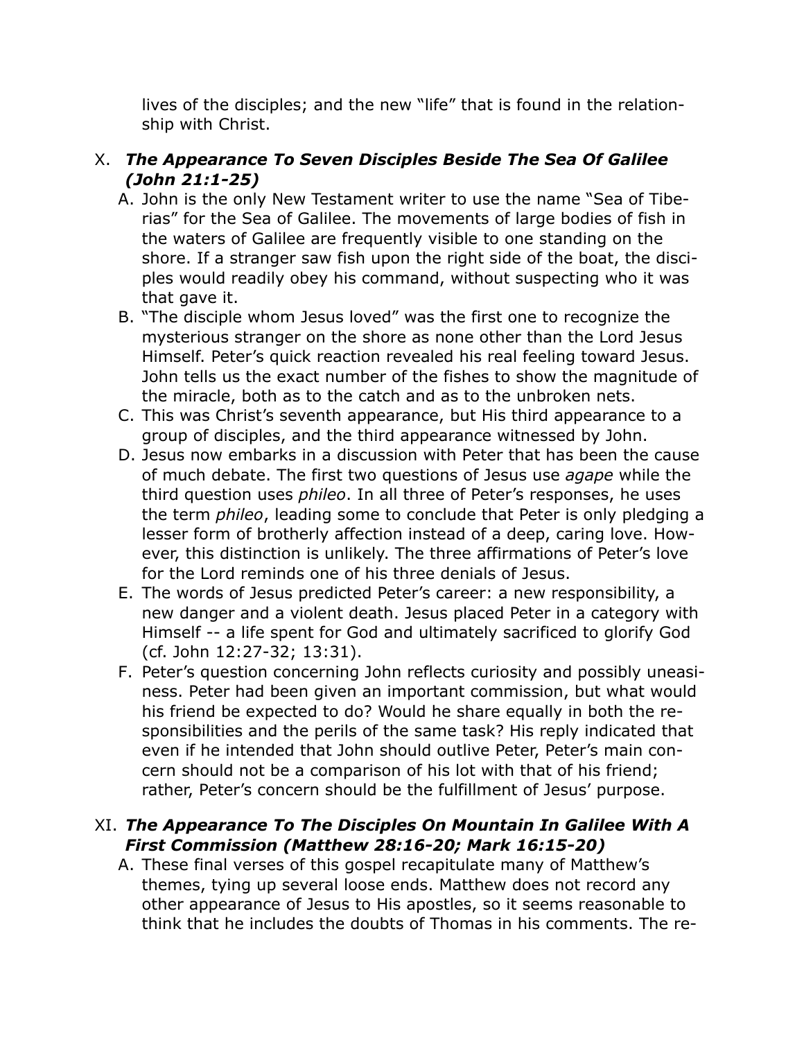lives of the disciples; and the new "life" that is found in the relationship with Christ.

X. ***The Appearance To Seven Disciples Beside The Sea Of Galilee (John 21:1-25)***

A. John is the only New Testament writer to use the name "Sea of Tiberias" for the Sea of Galilee. The movements of large bodies of fish in the waters of Galilee are frequently visible to one standing on the shore. If a stranger saw fish upon the right side of the boat, the disciples would readily obey his command, without suspecting who it was that gave it.

B. "The disciple whom Jesus loved" was the first one to recognize the mysterious stranger on the shore as none other than the Lord Jesus Himself. Peter's quick reaction revealed his real feeling toward Jesus. John tells us the exact number of the fishes to show the magnitude of the miracle, both as to the catch and as to the unbroken nets.

C. This was Christ's seventh appearance, but His third appearance to a group of disciples, and the third appearance witnessed by John.

D. Jesus now embarks in a discussion with Peter that has been the cause of much debate. The first two questions of Jesus use *agape* while the third question uses *phileo*. In all three of Peter's responses, he uses the term *phileo*, leading some to conclude that Peter is only pledging a lesser form of brotherly affection instead of a deep, caring love. However, this distinction is unlikely. The three affirmations of Peter's love for the Lord reminds one of his three denials of Jesus.

E. The words of Jesus predicted Peter's career: a new responsibility, a new danger and a violent death. Jesus placed Peter in a category with Himself -- a life spent for God and ultimately sacrificed to glorify God (cf. John 12:27-32; 13:31).

F. Peter's question concerning John reflects curiosity and possibly uneasiness. Peter had been given an important commission, but what would his friend be expected to do? Would he share equally in both the responsibilities and the perils of the same task? His reply indicated that even if he intended that John should outlive Peter, Peter's main concern should not be a comparison of his lot with that of his friend; rather, Peter's concern should be the fulfillment of Jesus' purpose.

XI. ***The Appearance To The Disciples On Mountain In Galilee With A First Commission (Matthew 28:16-20; Mark 16:15-20)***

A. These final verses of this gospel recapitulate many of Matthew's themes, tying up several loose ends. Matthew does not record any other appearance of Jesus to His apostles, so it seems reasonable to think that he includes the doubts of Thomas in his comments. The re-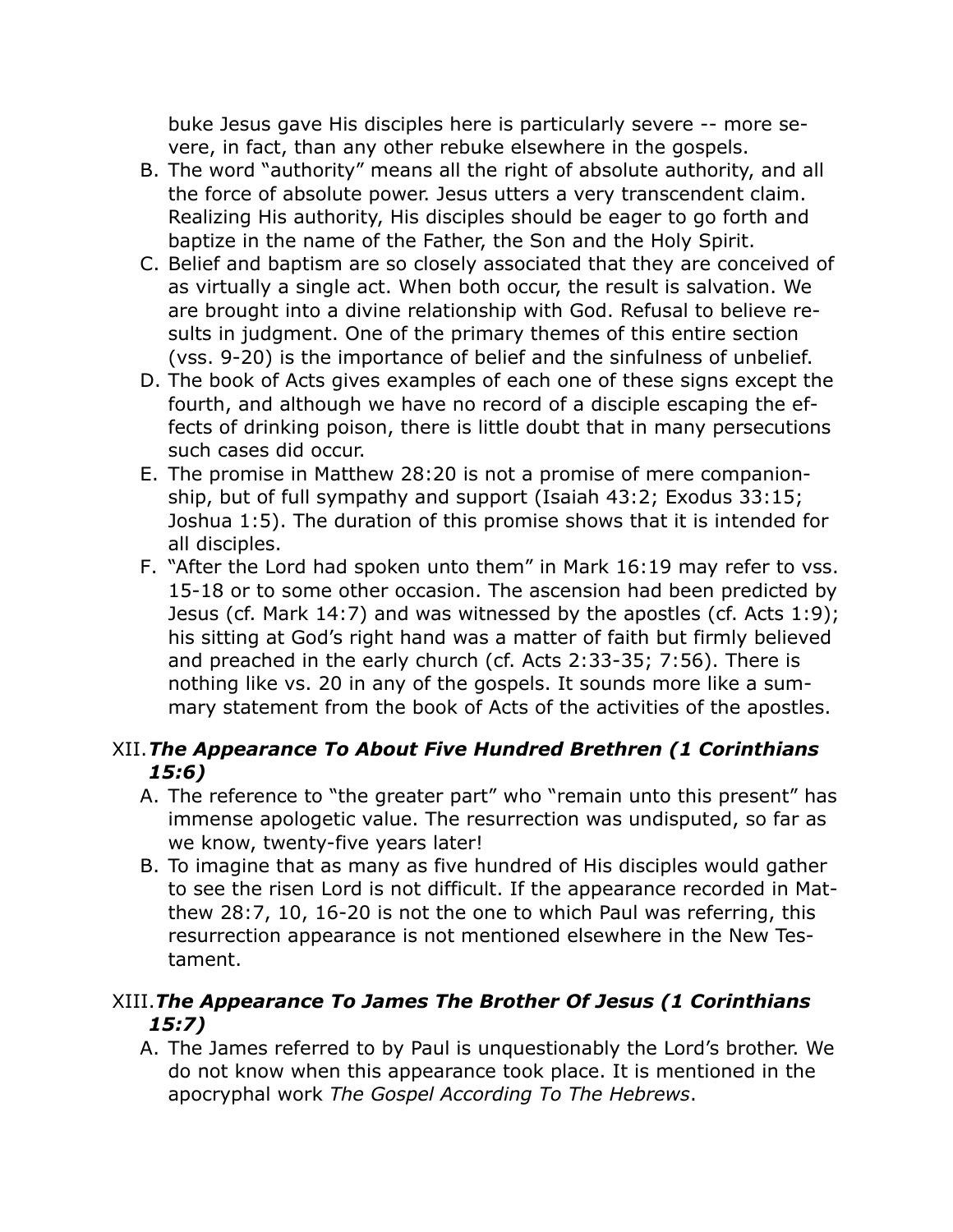buke Jesus gave His disciples here is particularly severe -- more severe, in fact, than any other rebuke elsewhere in the gospels.

B. The word "authority" means all the right of absolute authority, and all the force of absolute power. Jesus utters a very transcendent claim. Realizing His authority, His disciples should be eager to go forth and baptize in the name of the Father, the Son and the Holy Spirit.

C. Belief and baptism are so closely associated that they are conceived of as virtually a single act. When both occur, the result is salvation. We are brought into a divine relationship with God. Refusal to believe results in judgment. One of the primary themes of this entire section (vss. 9-20) is the importance of belief and the sinfulness of unbelief.

D. The book of Acts gives examples of each one of these signs except the fourth, and although we have no record of a disciple escaping the effects of drinking poison, there is little doubt that in many persecutions such cases did occur.

E. The promise in Matthew 28:20 is not a promise of mere companionship, but of full sympathy and support (Isaiah 43:2; Exodus 33:15; Joshua 1:5). The duration of this promise shows that it is intended for all disciples.

F. "After the Lord had spoken unto them" in Mark 16:19 may refer to vss. 15-18 or to some other occasion. The ascension had been predicted by Jesus (cf. Mark 14:7) and was witnessed by the apostles (cf. Acts 1:9); his sitting at God's right hand was a matter of faith but firmly believed and preached in the early church (cf. Acts 2:33-35; 7:56). There is nothing like vs. 20 in any of the gospels. It sounds more like a summary statement from the book of Acts of the activities of the apostles.

## XII. ***The Appearance To About Five Hundred Brethren (1 Corinthians 15:6)***

A. The reference to "the greater part" who "remain unto this present" has immense apologetic value. The resurrection was undisputed, so far as we know, twenty-five years later!

B. To imagine that as many as five hundred of His disciples would gather to see the risen Lord is not difficult. If the appearance recorded in Matthew 28:7, 10, 16-20 is not the one to which Paul was referring, this resurrection appearance is not mentioned elsewhere in the New Testament.

## XIII. ***The Appearance To James The Brother Of Jesus (1 Corinthians 15:7)***

A. The James referred to by Paul is unquestionably the Lord's brother. We do not know when this appearance took place. It is mentioned in the apocryphal work *The Gospel According To The Hebrews*.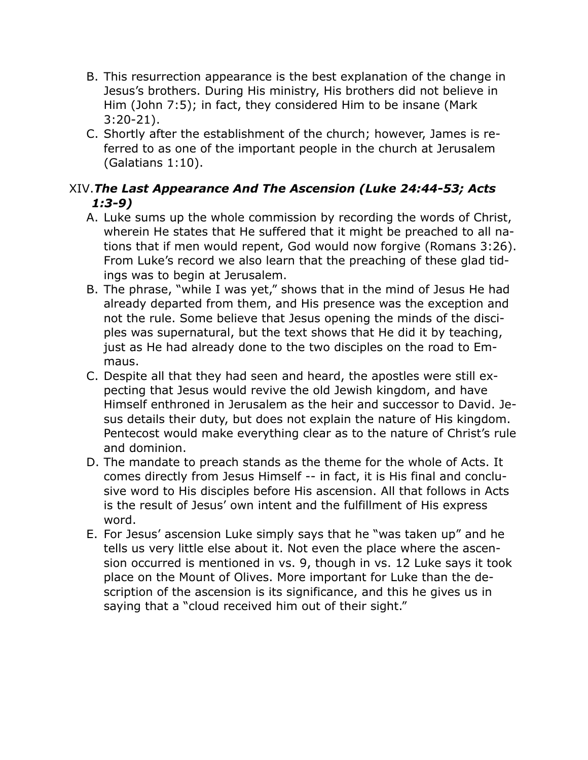B. This resurrection appearance is the best explanation of the change in Jesus's brothers. During His ministry, His brothers did not believe in Him (John 7:5); in fact, they considered Him to be insane (Mark 3:20-21).
C. Shortly after the establishment of the church; however, James is referred to as one of the important people in the church at Jerusalem (Galatians 1:10).

## XIV. *The Last Appearance And The Ascension (Luke 24:44-53; Acts 1:3-9)*

A. Luke sums up the whole commission by recording the words of Christ, wherein He states that He suffered that it might be preached to all nations that if men would repent, God would now forgive (Romans 3:26). From Luke's record we also learn that the preaching of these glad tidings was to begin at Jerusalem.
B. The phrase, "while I was yet," shows that in the mind of Jesus He had already departed from them, and His presence was the exception and not the rule. Some believe that Jesus opening the minds of the disciples was supernatural, but the text shows that He did it by teaching, just as He had already done to the two disciples on the road to Emmaus.
C. Despite all that they had seen and heard, the apostles were still expecting that Jesus would revive the old Jewish kingdom, and have Himself enthroned in Jerusalem as the heir and successor to David. Jesus details their duty, but does not explain the nature of His kingdom. Pentecost would make everything clear as to the nature of Christ's rule and dominion.
D. The mandate to preach stands as the theme for the whole of Acts. It comes directly from Jesus Himself -- in fact, it is His final and conclusive word to His disciples before His ascension. All that follows in Acts is the result of Jesus' own intent and the fulfillment of His express word.
E. For Jesus' ascension Luke simply says that he "was taken up" and he tells us very little else about it. Not even the place where the ascension occurred is mentioned in vs. 9, though in vs. 12 Luke says it took place on the Mount of Olives. More important for Luke than the description of the ascension is its significance, and this he gives us in saying that a "cloud received him out of their sight."